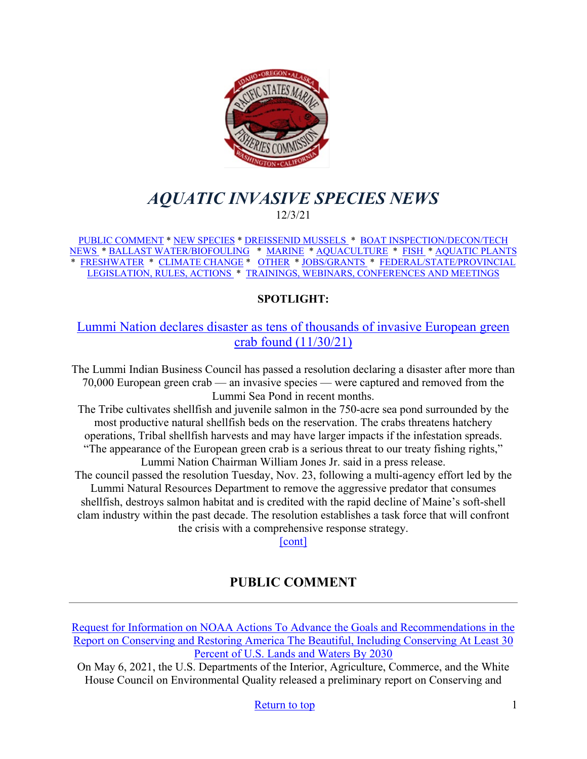# *AQUATIC INVASIVE SPECIES NEWS*

12/3/21

PUBLIC COMMENT * NEW SPECIES * DREISSENID MUSSELS * BOAT INSPECTION/DECON/TECH NEWS * BALLAST WATER/BIOFOULING * MARINE * AQUACULTURE * FISH * AQUATIC PLANTS * FRESHWATER * CLIMATE CHANGE * OTHER * JOBS/GRANTS * FEDERAL/STATE/PROVINCIAL LEGISLATION, RULES, ACTIONS * TRAININGS, WEBINARS, CONFERENCES AND MEETINGS

**SPOTLIGHT:**

Lummi Nation declares disaster as tens of thousands of invasive European green crab found (11/30/21)

The Lummi Indian Business Council has passed a resolution declaring a disaster after more than 70,000 European green crab — an invasive species — were captured and removed from the Lummi Sea Pond in recent months.

The Tribe cultivates shellfish and juvenile salmon in the 750-acre sea pond surrounded by the most productive natural shellfish beds on the reservation. The crabs threatens hatchery operations, Tribal shellfish harvests and may have larger impacts if the infestation spreads.

"The appearance of the European green crab is a serious threat to our treaty fishing rights," Lummi Nation Chairman William Jones Jr. said in a press release.

The council passed the resolution Tuesday, Nov. 23, following a multi-agency effort led by the Lummi Natural Resources Department to remove the aggressive predator that consumes shellfish, destroys salmon habitat and is credited with the rapid decline of Maine's soft-shell clam industry within the past decade. The resolution establishes a task force that will confront the crisis with a comprehensive response strategy.

[cont]

## PUBLIC COMMENT

---

Request for Information on NOAA Actions To Advance the Goals and Recommendations in the Report on Conserving and Restoring America The Beautiful, Including Conserving At Least 30 Percent of U.S. Lands and Waters By 2030

On May 6, 2021, the U.S. Departments of the Interior, Agriculture, Commerce, and the White House Council on Environmental Quality released a preliminary report on Conserving and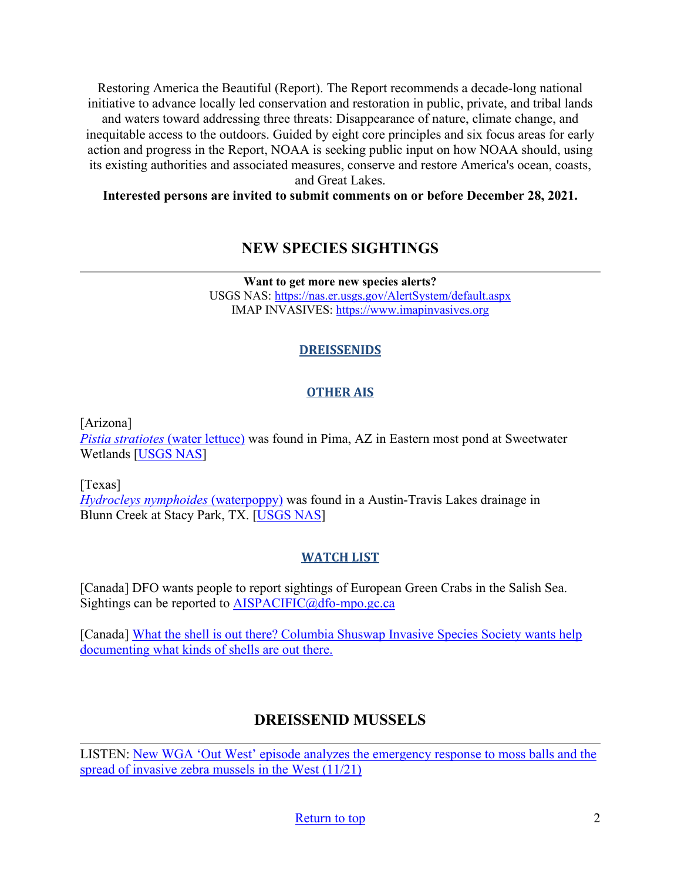Restoring America the Beautiful (Report). The Report recommends a decade-long national initiative to advance locally led conservation and restoration in public, private, and tribal lands and waters toward addressing three threats: Disappearance of nature, climate change, and inequitable access to the outdoors. Guided by eight core principles and six focus areas for early action and progress in the Report, NOAA is seeking public input on how NOAA should, using its existing authorities and associated measures, conserve and restore America's ocean, coasts, and Great Lakes.

**Interested persons are invited to submit comments on or before December 28, 2021.**

## NEW SPECIES SIGHTINGS

**Want to get more new species alerts?**
USGS NAS: https://nas.er.usgs.gov/AlertSystem/default.aspx
IMAP INVASIVES: https://www.imapinvasives.org

### DREISSENIDS

### OTHER AIS

[Arizona]
*Pistia stratiotes* (water lettuce) was found in Pima, AZ in Eastern most pond at Sweetwater Wetlands [USGS NAS]

[Texas]
*Hydrocleys nymphoides* (waterpoppy) was found in a Austin-Travis Lakes drainage in Blunn Creek at Stacy Park, TX. [USGS NAS]

### WATCH LIST

[Canada] DFO wants people to report sightings of European Green Crabs in the Salish Sea. Sightings can be reported to AISPACIFIC@dfo-mpo.gc.ca

[Canada] What the shell is out there? Columbia Shuswap Invasive Species Society wants help documenting what kinds of shells are out there.

## DREISSENID MUSSELS

LISTEN: New WGA 'Out West' episode analyzes the emergency response to moss balls and the spread of invasive zebra mussels in the West (11/21)

Return to top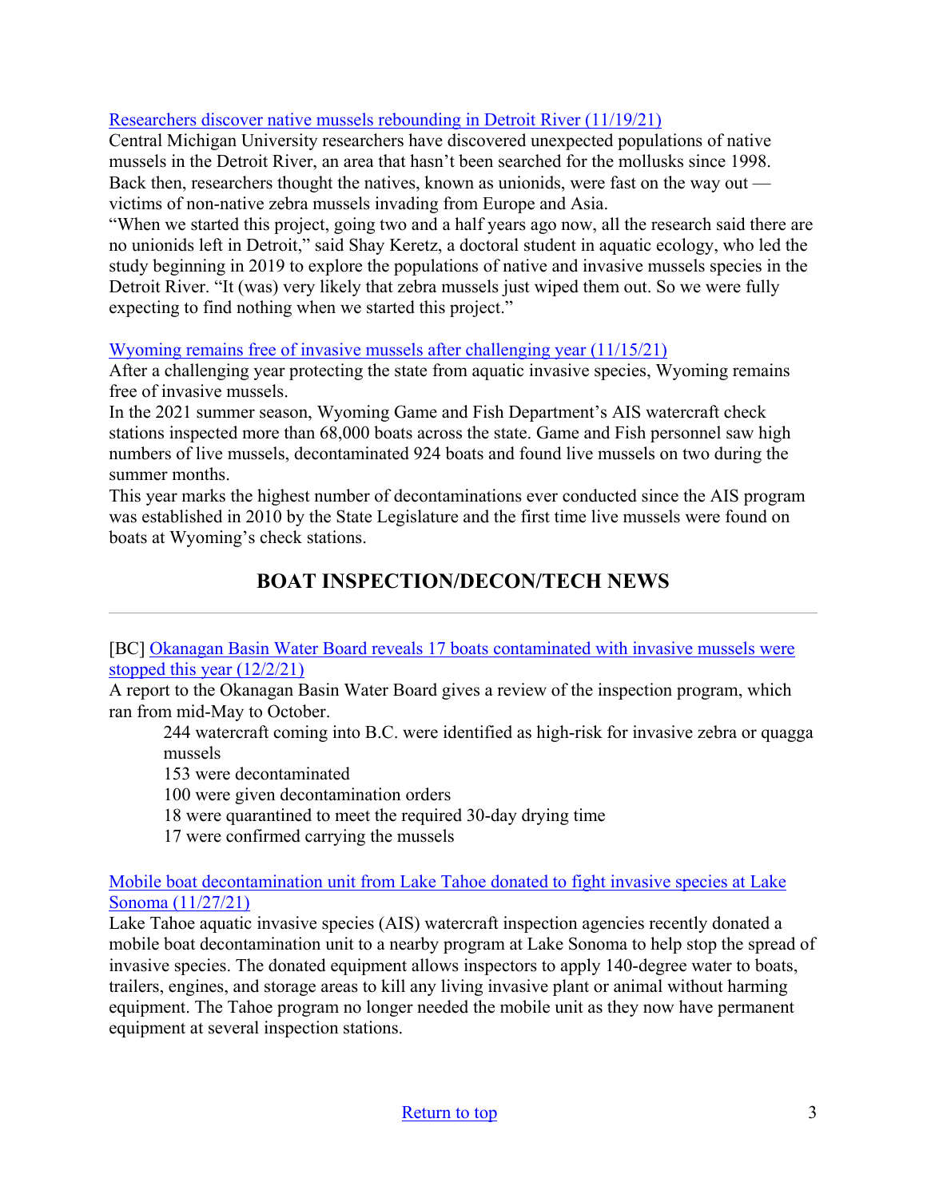Researchers discover native mussels rebounding in Detroit River (11/19/21)

Central Michigan University researchers have discovered unexpected populations of native mussels in the Detroit River, an area that hasn't been searched for the mollusks since 1998. Back then, researchers thought the natives, known as unionids, were fast on the way out — victims of non-native zebra mussels invading from Europe and Asia.

"When we started this project, going two and a half years ago now, all the research said there are no unionids left in Detroit," said Shay Keretz, a doctoral student in aquatic ecology, who led the study beginning in 2019 to explore the populations of native and invasive mussels species in the Detroit River. "It (was) very likely that zebra mussels just wiped them out. So we were fully expecting to find nothing when we started this project."

Wyoming remains free of invasive mussels after challenging year (11/15/21)

After a challenging year protecting the state from aquatic invasive species, Wyoming remains free of invasive mussels.

In the 2021 summer season, Wyoming Game and Fish Department's AIS watercraft check stations inspected more than 68,000 boats across the state. Game and Fish personnel saw high numbers of live mussels, decontaminated 924 boats and found live mussels on two during the summer months.

This year marks the highest number of decontaminations ever conducted since the AIS program was established in 2010 by the State Legislature and the first time live mussels were found on boats at Wyoming's check stations.

## BOAT INSPECTION/DECON/TECH NEWS

[BC] Okanagan Basin Water Board reveals 17 boats contaminated with invasive mussels were stopped this year (12/2/21)

A report to the Okanagan Basin Water Board gives a review of the inspection program, which ran from mid-May to October.

> 244 watercraft coming into B.C. were identified as high-risk for invasive zebra or quagga mussels
> 153 were decontaminated
> 100 were given decontamination orders
> 18 were quarantined to meet the required 30-day drying time
> 17 were confirmed carrying the mussels

Mobile boat decontamination unit from Lake Tahoe donated to fight invasive species at Lake Sonoma (11/27/21)

Lake Tahoe aquatic invasive species (AIS) watercraft inspection agencies recently donated a mobile boat decontamination unit to a nearby program at Lake Sonoma to help stop the spread of invasive species. The donated equipment allows inspectors to apply 140-degree water to boats, trailers, engines, and storage areas to kill any living invasive plant or animal without harming equipment. The Tahoe program no longer needed the mobile unit as they now have permanent equipment at several inspection stations.

Return to top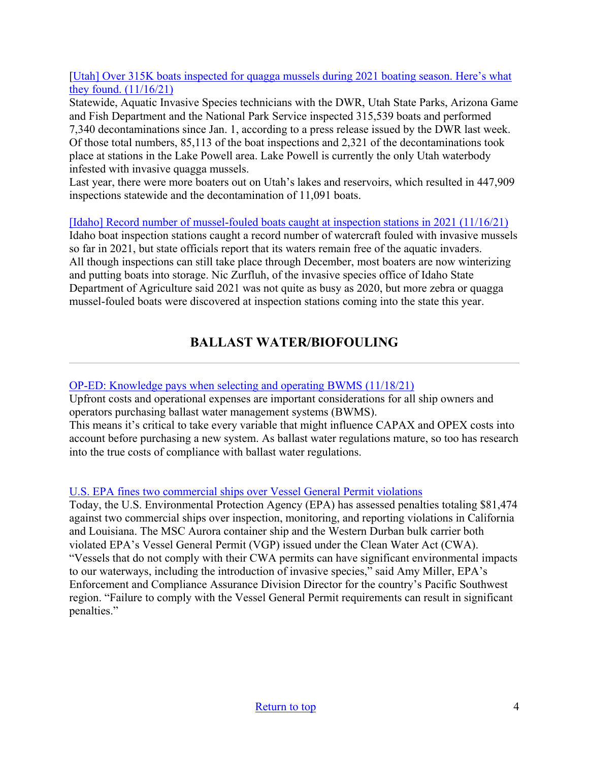[Utah] Over 315K boats inspected for quagga mussels during 2021 boating season. Here's what they found. (11/16/21)

Statewide, Aquatic Invasive Species technicians with the DWR, Utah State Parks, Arizona Game and Fish Department and the National Park Service inspected 315,539 boats and performed 7,340 decontaminations since Jan. 1, according to a press release issued by the DWR last week. Of those total numbers, 85,113 of the boat inspections and 2,321 of the decontaminations took place at stations in the Lake Powell area. Lake Powell is currently the only Utah waterbody infested with invasive quagga mussels.

Last year, there were more boaters out on Utah's lakes and reservoirs, which resulted in 447,909 inspections statewide and the decontamination of 11,091 boats.

[Idaho] Record number of mussel-fouled boats caught at inspection stations in 2021 (11/16/21)

Idaho boat inspection stations caught a record number of watercraft fouled with invasive mussels so far in 2021, but state officials report that its waters remain free of the aquatic invaders.

All though inspections can still take place through December, most boaters are now winterizing and putting boats into storage. Nic Zurfluh, of the invasive species office of Idaho State Department of Agriculture said 2021 was not quite as busy as 2020, but more zebra or quagga mussel-fouled boats were discovered at inspection stations coming into the state this year.

## BALLAST WATER/BIOFOULING

---

OP-ED: Knowledge pays when selecting and operating BWMS (11/18/21)

Upfront costs and operational expenses are important considerations for all ship owners and operators purchasing ballast water management systems (BWMS).

This means it's critical to take every variable that might influence CAPAX and OPEX costs into account before purchasing a new system. As ballast water regulations mature, so too has research into the true costs of compliance with ballast water regulations.

U.S. EPA fines two commercial ships over Vessel General Permit violations

Today, the U.S. Environmental Protection Agency (EPA) has assessed penalties totaling $81,474 against two commercial ships over inspection, monitoring, and reporting violations in California and Louisiana. The MSC Aurora container ship and the Western Durban bulk carrier both violated EPA's Vessel General Permit (VGP) issued under the Clean Water Act (CWA). "Vessels that do not comply with their CWA permits can have significant environmental impacts to our waterways, including the introduction of invasive species," said Amy Miller, EPA's Enforcement and Compliance Assurance Division Director for the country's Pacific Southwest region. "Failure to comply with the Vessel General Permit requirements can result in significant penalties."

Return to top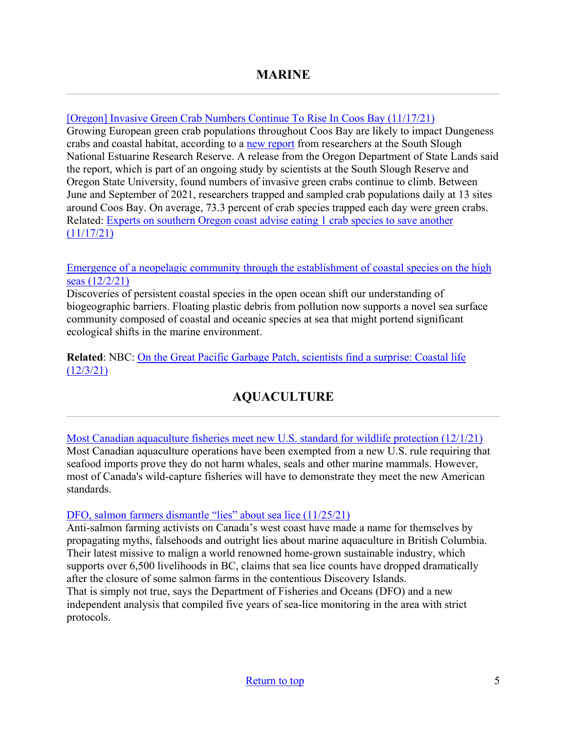## MARINE

---

[Oregon] Invasive Green Crab Numbers Continue To Rise In Coos Bay (11/17/21)
Growing European green crab populations throughout Coos Bay are likely to impact Dungeness crabs and coastal habitat, according to a new report from researchers at the South Slough National Estuarine Research Reserve. A release from the Oregon Department of State Lands said the report, which is part of an ongoing study by scientists at the South Slough Reserve and Oregon State University, found numbers of invasive green crabs continue to climb. Between June and September of 2021, researchers trapped and sampled crab populations daily at 13 sites around Coos Bay. On average, 73.3 percent of crab species trapped each day were green crabs.
Related: Experts on southern Oregon coast advise eating 1 crab species to save another (11/17/21)

Emergence of a neopelagic community through the establishment of coastal species on the high seas (12/2/21)
Discoveries of persistent coastal species in the open ocean shift our understanding of biogeographic barriers. Floating plastic debris from pollution now supports a novel sea surface community composed of coastal and oceanic species at sea that might portend significant ecological shifts in the marine environment.

**Related**: NBC: On the Great Pacific Garbage Patch, scientists find a surprise: Coastal life (12/3/21)

## AQUACULTURE

---

Most Canadian aquaculture fisheries meet new U.S. standard for wildlife protection (12/1/21)
Most Canadian aquaculture operations have been exempted from a new U.S. rule requiring that seafood imports prove they do not harm whales, seals and other marine mammals. However, most of Canada's wild-capture fisheries will have to demonstrate they meet the new American standards.

DFO, salmon farmers dismantle "lies" about sea lice (11/25/21)
Anti-salmon farming activists on Canada's west coast have made a name for themselves by propagating myths, falsehoods and outright lies about marine aquaculture in British Columbia. Their latest missive to malign a world renowned home-grown sustainable industry, which supports over 6,500 livelihoods in BC, claims that sea lice counts have dropped dramatically after the closure of some salmon farms in the contentious Discovery Islands.
That is simply not true, says the Department of Fisheries and Oceans (DFO) and a new independent analysis that compiled five years of sea-lice monitoring in the area with strict protocols.

Return to top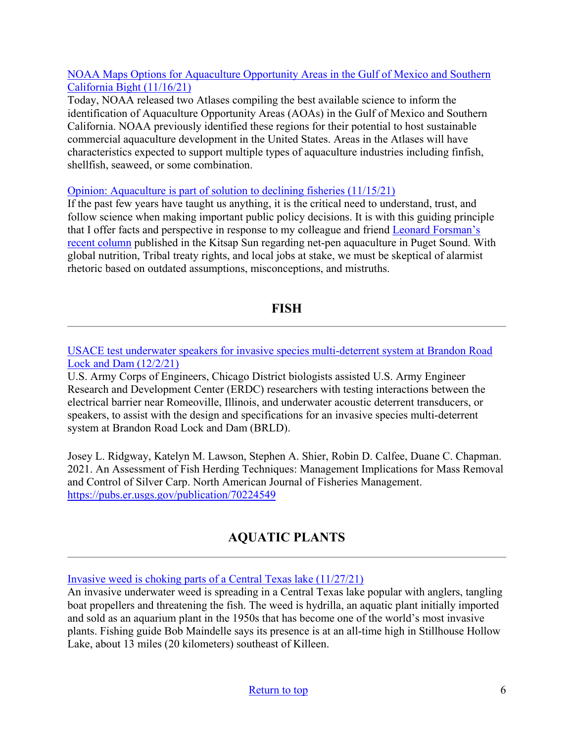[NOAA Maps Options for Aquaculture Opportunity Areas in the Gulf of Mexico and Southern California Bight (11/16/21)]
Today, NOAA released two Atlases compiling the best available science to inform the identification of Aquaculture Opportunity Areas (AOAs) in the Gulf of Mexico and Southern California. NOAA previously identified these regions for their potential to host sustainable commercial aquaculture development in the United States. Areas in the Atlases will have characteristics expected to support multiple types of aquaculture industries including finfish, shellfish, seaweed, or some combination.

[Opinion: Aquaculture is part of solution to declining fisheries (11/15/21)]
If the past few years have taught us anything, it is the critical need to understand, trust, and follow science when making important public policy decisions. It is with this guiding principle that I offer facts and perspective in response to my colleague and friend [Leonard Forsman's recent column] published in the Kitsap Sun regarding net-pen aquaculture in Puget Sound. With global nutrition, Tribal treaty rights, and local jobs at stake, we must be skeptical of alarmist rhetoric based on outdated assumptions, misconceptions, and mistruths.

## FISH

---

[USACE test underwater speakers for invasive species multi-deterrent system at Brandon Road Lock and Dam (12/2/21)]
U.S. Army Corps of Engineers, Chicago District biologists assisted U.S. Army Engineer Research and Development Center (ERDC) researchers with testing interactions between the electrical barrier near Romeoville, Illinois, and underwater acoustic deterrent transducers, or speakers, to assist with the design and specifications for an invasive species multi-deterrent system at Brandon Road Lock and Dam (BRLD).

Josey L. Ridgway, Katelyn M. Lawson, Stephen A. Shier, Robin D. Calfee, Duane C. Chapman. 2021. An Assessment of Fish Herding Techniques: Management Implications for Mass Removal and Control of Silver Carp. North American Journal of Fisheries Management. https://pubs.er.usgs.gov/publication/70224549

## AQUATIC PLANTS

---

[Invasive weed is choking parts of a Central Texas lake (11/27/21)]
An invasive underwater weed is spreading in a Central Texas lake popular with anglers, tangling boat propellers and threatening the fish. The weed is hydrilla, an aquatic plant initially imported and sold as an aquarium plant in the 1950s that has become one of the world's most invasive plants. Fishing guide Bob Maindelle says its presence is at an all-time high in Stillhouse Hollow Lake, about 13 miles (20 kilometers) southeast of Killeen.

[Return to top]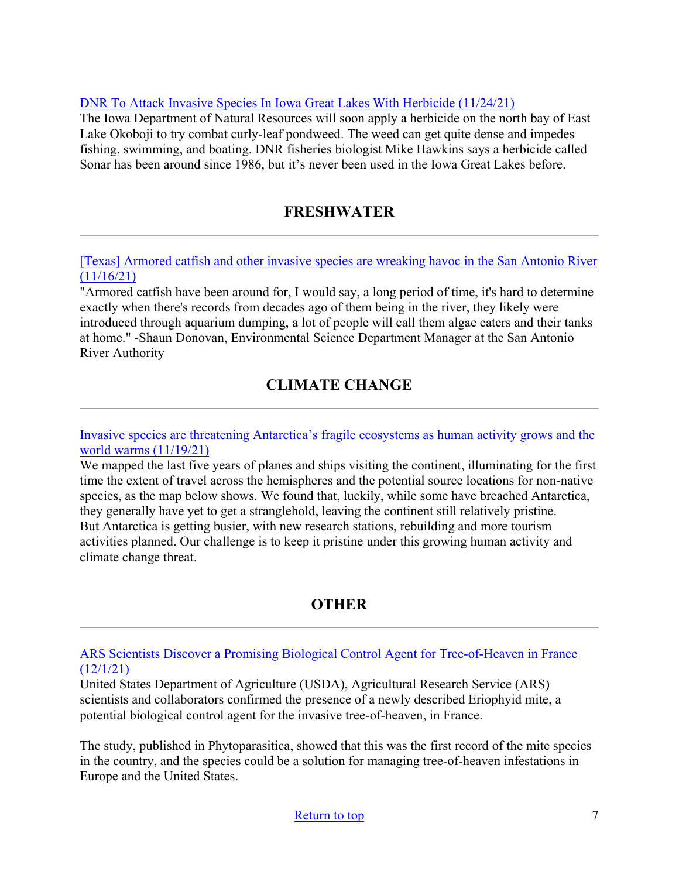[DNR To Attack Invasive Species In Iowa Great Lakes With Herbicide (11/24/21)]

The Iowa Department of Natural Resources will soon apply a herbicide on the north bay of East Lake Okoboji to try combat curly-leaf pondweed. The weed can get quite dense and impedes fishing, swimming, and boating. DNR fisheries biologist Mike Hawkins says a herbicide called Sonar has been around since 1986, but it's never been used in the Iowa Great Lakes before.

## FRESHWATER

[Texas] Armored catfish and other invasive species are wreaking havoc in the San Antonio River (11/16/21)

"Armored catfish have been around for, I would say, a long period of time, it's hard to determine exactly when there's records from decades ago of them being in the river, they likely were introduced through aquarium dumping, a lot of people will call them algae eaters and their tanks at home." -Shaun Donovan, Environmental Science Department Manager at the San Antonio River Authority

## CLIMATE CHANGE

Invasive species are threatening Antarctica's fragile ecosystems as human activity grows and the world warms (11/19/21)

We mapped the last five years of planes and ships visiting the continent, illuminating for the first time the extent of travel across the hemispheres and the potential source locations for non-native species, as the map below shows. We found that, luckily, while some have breached Antarctica, they generally have yet to get a stranglehold, leaving the continent still relatively pristine. But Antarctica is getting busier, with new research stations, rebuilding and more tourism activities planned. Our challenge is to keep it pristine under this growing human activity and climate change threat.

## OTHER

ARS Scientists Discover a Promising Biological Control Agent for Tree-of-Heaven in France (12/1/21)

United States Department of Agriculture (USDA), Agricultural Research Service (ARS) scientists and collaborators confirmed the presence of a newly described Eriophyid mite, a potential biological control agent for the invasive tree-of-heaven, in France.

The study, published in Phytoparasitica, showed that this was the first record of the mite species in the country, and the species could be a solution for managing tree-of-heaven infestations in Europe and the United States.

Return to top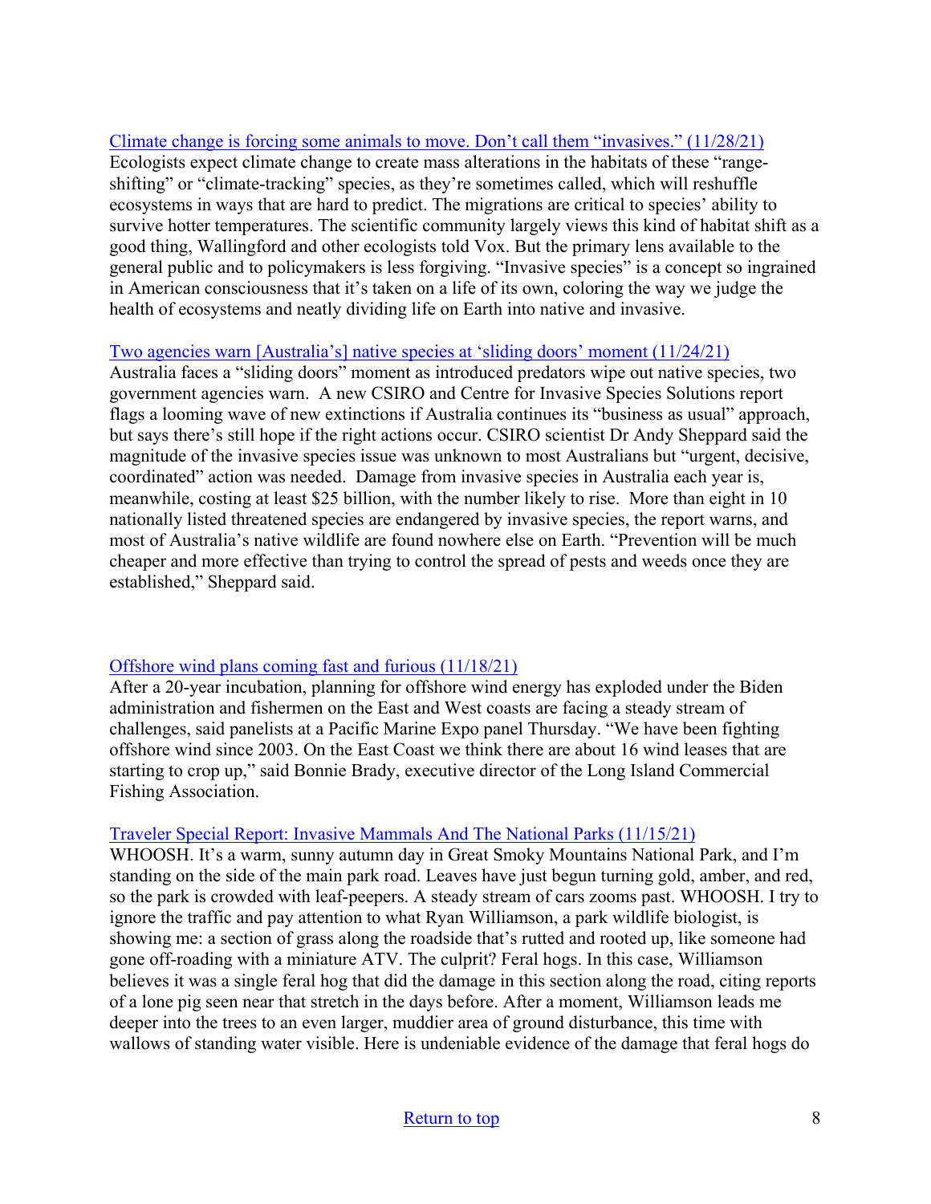[Climate change is forcing some animals to move. Don't call them "invasives." (11/28/21)](#)
Ecologists expect climate change to create mass alterations in the habitats of these "range-shifting" or "climate-tracking" species, as they're sometimes called, which will reshuffle ecosystems in ways that are hard to predict. The migrations are critical to species' ability to survive hotter temperatures. The scientific community largely views this kind of habitat shift as a good thing, Wallingford and other ecologists told Vox. But the primary lens available to the general public and to policymakers is less forgiving. "Invasive species" is a concept so ingrained in American consciousness that it's taken on a life of its own, coloring the way we judge the health of ecosystems and neatly dividing life on Earth into native and invasive.

[Two agencies warn [Australia's] native species at 'sliding doors' moment (11/24/21)](#)
Australia faces a "sliding doors" moment as introduced predators wipe out native species, two government agencies warn. A new CSIRO and Centre for Invasive Species Solutions report flags a looming wave of new extinctions if Australia continues its "business as usual" approach, but says there's still hope if the right actions occur. CSIRO scientist Dr Andy Sheppard said the magnitude of the invasive species issue was unknown to most Australians but "urgent, decisive, coordinated" action was needed. Damage from invasive species in Australia each year is, meanwhile, costing at least $25 billion, with the number likely to rise. More than eight in 10 nationally listed threatened species are endangered by invasive species, the report warns, and most of Australia's native wildlife are found nowhere else on Earth. "Prevention will be much cheaper and more effective than trying to control the spread of pests and weeds once they are established," Sheppard said.

[Offshore wind plans coming fast and furious (11/18/21)](#)
After a 20-year incubation, planning for offshore wind energy has exploded under the Biden administration and fishermen on the East and West coasts are facing a steady stream of challenges, said panelists at a Pacific Marine Expo panel Thursday. "We have been fighting offshore wind since 2003. On the East Coast we think there are about 16 wind leases that are starting to crop up," said Bonnie Brady, executive director of the Long Island Commercial Fishing Association.

[Traveler Special Report: Invasive Mammals And The National Parks (11/15/21)](#)
WHOOSH. It's a warm, sunny autumn day in Great Smoky Mountains National Park, and I'm standing on the side of the main park road. Leaves have just begun turning gold, amber, and red, so the park is crowded with leaf-peepers. A steady stream of cars zooms past. WHOOSH. I try to ignore the traffic and pay attention to what Ryan Williamson, a park wildlife biologist, is showing me: a section of grass along the roadside that's rutted and rooted up, like someone had gone off-roading with a miniature ATV. The culprit? Feral hogs. In this case, Williamson believes it was a single feral hog that did the damage in this section along the road, citing reports of a lone pig seen near that stretch in the days before. After a moment, Williamson leads me deeper into the trees to an even larger, muddier area of ground disturbance, this time with wallows of standing water visible. Here is undeniable evidence of the damage that feral hogs do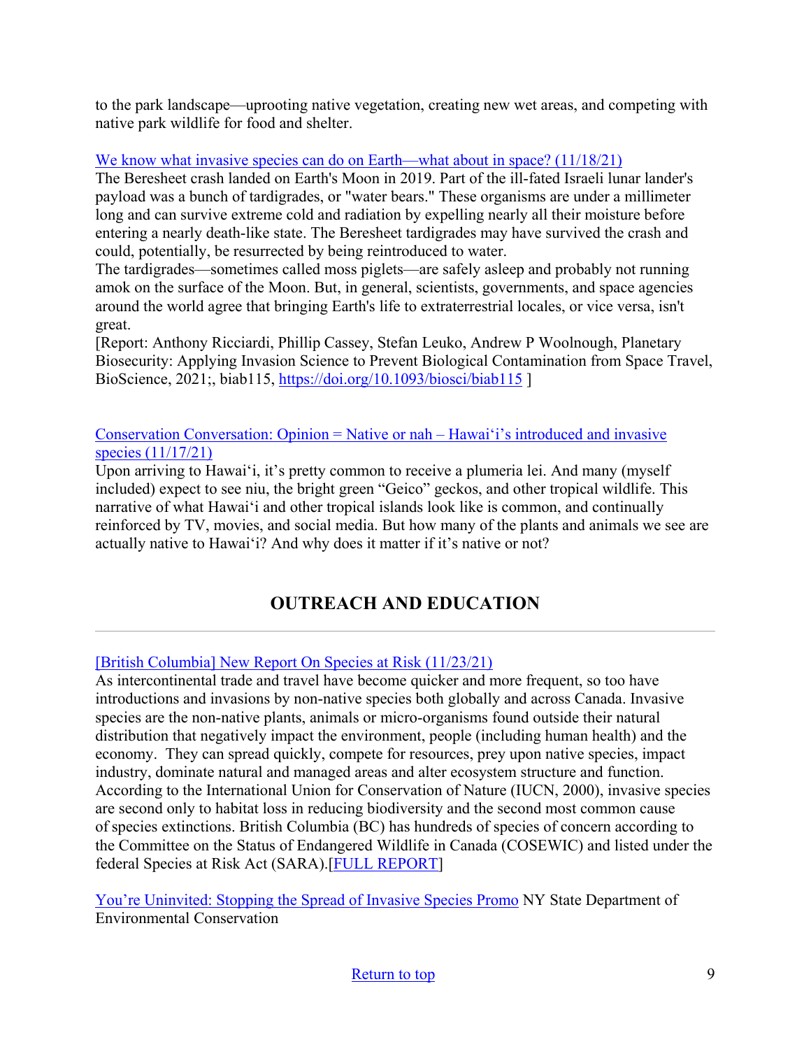to the park landscape—uprooting native vegetation, creating new wet areas, and competing with native park wildlife for food and shelter.

[We know what invasive species can do on Earth—what about in space? (11/18/21)]

The Beresheet crash landed on Earth's Moon in 2019. Part of the ill-fated Israeli lunar lander's payload was a bunch of tardigrades, or "water bears." These organisms are under a millimeter long and can survive extreme cold and radiation by expelling nearly all their moisture before entering a nearly death-like state. The Beresheet tardigrades may have survived the crash and could, potentially, be resurrected by being reintroduced to water.

The tardigrades—sometimes called moss piglets—are safely asleep and probably not running amok on the surface of the Moon. But, in general, scientists, governments, and space agencies around the world agree that bringing Earth's life to extraterrestrial locales, or vice versa, isn't great.

[Report: Anthony Ricciardi, Phillip Cassey, Stefan Leuko, Andrew P Woolnough, Planetary Biosecurity: Applying Invasion Science to Prevent Biological Contamination from Space Travel, BioScience, 2021;, biab115, https://doi.org/10.1093/biosci/biab115 ]

[Conservation Conversation: Opinion = Native or nah – Hawai‘i's introduced and invasive species (11/17/21)]

Upon arriving to Hawai‘i, it's pretty common to receive a plumeria lei. And many (myself included) expect to see niu, the bright green "Geico" geckos, and other tropical wildlife. This narrative of what Hawai‘i and other tropical islands look like is common, and continually reinforced by TV, movies, and social media. But how many of the plants and animals we see are actually native to Hawai‘i? And why does it matter if it's native or not?

## OUTREACH AND EDUCATION

---

[[British Columbia] New Report On Species at Risk (11/23/21)]

As intercontinental trade and travel have become quicker and more frequent, so too have introductions and invasions by non-native species both globally and across Canada. Invasive species are the non-native plants, animals or micro-organisms found outside their natural distribution that negatively impact the environment, people (including human health) and the economy. They can spread quickly, compete for resources, prey upon native species, impact industry, dominate natural and managed areas and alter ecosystem structure and function. According to the International Union for Conservation of Nature (IUCN, 2000), invasive species are second only to habitat loss in reducing biodiversity and the second most common cause of species extinctions. British Columbia (BC) has hundreds of species of concern according to the Committee on the Status of Endangered Wildlife in Canada (COSEWIC) and listed under the federal Species at Risk Act (SARA).[FULL REPORT]

[You're Uninvited: Stopping the Spread of Invasive Species Promo] NY State Department of Environmental Conservation

Return to top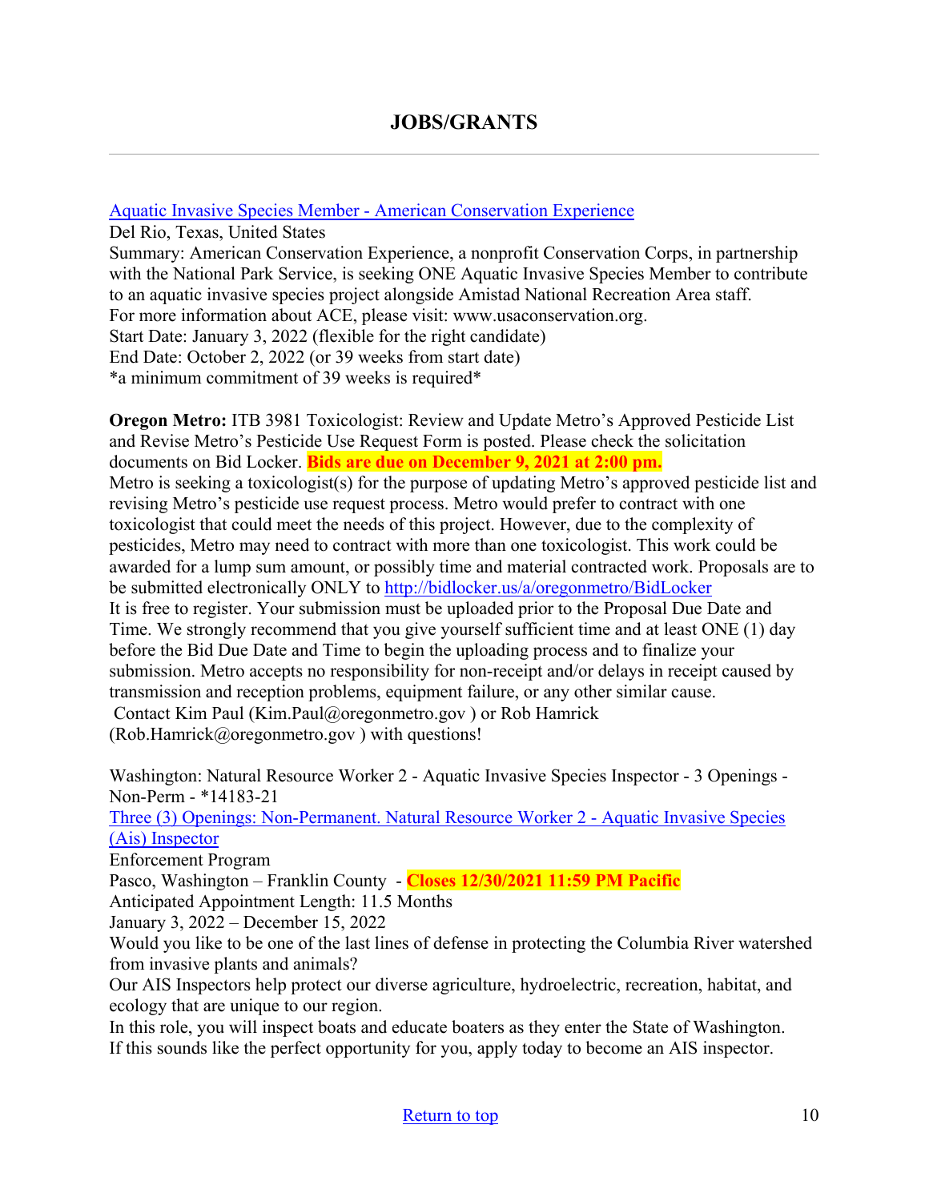## JOBS/GRANTS

[Aquatic Invasive Species Member - American Conservation Experience](#)

Del Rio, Texas, United States

Summary: American Conservation Experience, a nonprofit Conservation Corps, in partnership with the National Park Service, is seeking ONE Aquatic Invasive Species Member to contribute to an aquatic invasive species project alongside Amistad National Recreation Area staff.

For more information about ACE, please visit: www.usaconservation.org.

Start Date: January 3, 2022 (flexible for the right candidate)

End Date: October 2, 2022 (or 39 weeks from start date)

*a minimum commitment of 39 weeks is required*

**Oregon Metro:** ITB 3981 Toxicologist: Review and Update Metro's Approved Pesticide List and Revise Metro's Pesticide Use Request Form is posted. Please check the solicitation documents on Bid Locker. **Bids are due on December 9, 2021 at 2:00 pm.**

Metro is seeking a toxicologist(s) for the purpose of updating Metro's approved pesticide list and revising Metro's pesticide use request process. Metro would prefer to contract with one toxicologist that could meet the needs of this project. However, due to the complexity of pesticides, Metro may need to contract with more than one toxicologist. This work could be awarded for a lump sum amount, or possibly time and material contracted work. Proposals are to be submitted electronically ONLY to http://bidlocker.us/a/oregonmetro/BidLocker

It is free to register. Your submission must be uploaded prior to the Proposal Due Date and Time. We strongly recommend that you give yourself sufficient time and at least ONE (1) day before the Bid Due Date and Time to begin the uploading process and to finalize your submission. Metro accepts no responsibility for non-receipt and/or delays in receipt caused by transmission and reception problems, equipment failure, or any other similar cause.

Contact Kim Paul (Kim.Paul@oregonmetro.gov ) or Rob Hamrick (Rob.Hamrick@oregonmetro.gov ) with questions!

Washington: Natural Resource Worker 2 - Aquatic Invasive Species Inspector - 3 Openings - Non-Perm - *14183-21

[Three (3) Openings: Non-Permanent. Natural Resource Worker 2 - Aquatic Invasive Species (Ais) Inspector](#)

Enforcement Program

Pasco, Washington – Franklin County - **Closes 12/30/2021 11:59 PM Pacific**

Anticipated Appointment Length: 11.5 Months

January 3, 2022 – December 15, 2022

Would you like to be one of the last lines of defense in protecting the Columbia River watershed from invasive plants and animals?

Our AIS Inspectors help protect our diverse agriculture, hydroelectric, recreation, habitat, and ecology that are unique to our region.

In this role, you will inspect boats and educate boaters as they enter the State of Washington.

If this sounds like the perfect opportunity for you, apply today to become an AIS inspector.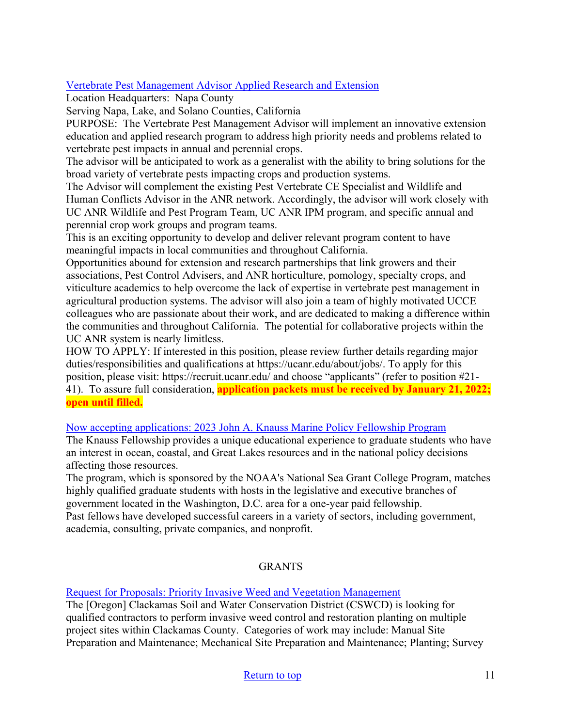[Vertebrate Pest Management Advisor Applied Research and Extension]

Location Headquarters: Napa County

Serving Napa, Lake, and Solano Counties, California

PURPOSE: The Vertebrate Pest Management Advisor will implement an innovative extension education and applied research program to address high priority needs and problems related to vertebrate pest impacts in annual and perennial crops.

The advisor will be anticipated to work as a generalist with the ability to bring solutions for the broad variety of vertebrate pests impacting crops and production systems.

The Advisor will complement the existing Pest Vertebrate CE Specialist and Wildlife and Human Conflicts Advisor in the ANR network. Accordingly, the advisor will work closely with UC ANR Wildlife and Pest Program Team, UC ANR IPM program, and specific annual and perennial crop work groups and program teams.

This is an exciting opportunity to develop and deliver relevant program content to have meaningful impacts in local communities and throughout California.

Opportunities abound for extension and research partnerships that link growers and their associations, Pest Control Advisers, and ANR horticulture, pomology, specialty crops, and viticulture academics to help overcome the lack of expertise in vertebrate pest management in agricultural production systems. The advisor will also join a team of highly motivated UCCE colleagues who are passionate about their work, and are dedicated to making a difference within the communities and throughout California. The potential for collaborative projects within the UC ANR system is nearly limitless.

HOW TO APPLY: If interested in this position, please review further details regarding major duties/responsibilities and qualifications at https://ucanr.edu/about/jobs/. To apply for this position, please visit: https://recruit.ucanr.edu/ and choose "applicants" (refer to position #21-41). To assure full consideration, **application packets must be received by January 21, 2022; open until filled.**

[Now accepting applications: 2023 John A. Knauss Marine Policy Fellowship Program]

The Knauss Fellowship provides a unique educational experience to graduate students who have an interest in ocean, coastal, and Great Lakes resources and in the national policy decisions affecting those resources.

The program, which is sponsored by the NOAA's National Sea Grant College Program, matches highly qualified graduate students with hosts in the legislative and executive branches of government located in the Washington, D.C. area for a one-year paid fellowship.

Past fellows have developed successful careers in a variety of sectors, including government, academia, consulting, private companies, and nonprofit.

## GRANTS

[Request for Proposals: Priority Invasive Weed and Vegetation Management]

The [Oregon] Clackamas Soil and Water Conservation District (CSWCD) is looking for qualified contractors to perform invasive weed control and restoration planting on multiple project sites within Clackamas County. Categories of work may include: Manual Site Preparation and Maintenance; Mechanical Site Preparation and Maintenance; Planting; Survey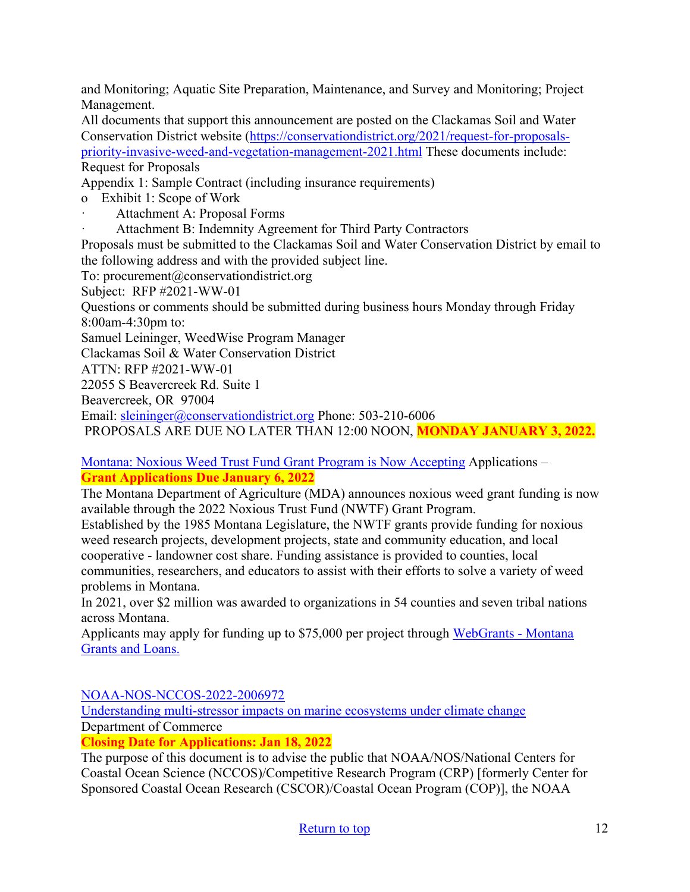and Monitoring; Aquatic Site Preparation, Maintenance, and Survey and Monitoring; Project Management.

All documents that support this announcement are posted on the Clackamas Soil and Water Conservation District website (https://conservationdistrict.org/2021/request-for-proposals-priority-invasive-weed-and-vegetation-management-2021.html These documents include:

Request for Proposals

Appendix 1: Sample Contract (including insurance requirements)

- Exhibit 1: Scope of Work
  - Attachment A: Proposal Forms
  - Attachment B: Indemnity Agreement for Third Party Contractors

Proposals must be submitted to the Clackamas Soil and Water Conservation District by email to the following address and with the provided subject line.

To: procurement@conservationdistrict.org

Subject: RFP #2021-WW-01

Questions or comments should be submitted during business hours Monday through Friday 8:00am-4:30pm to:

Samuel Leininger, WeedWise Program Manager
Clackamas Soil & Water Conservation District
ATTN: RFP #2021-WW-01
22055 S Beavercreek Rd. Suite 1
Beavercreek, OR 97004
Email: sleininger@conservationdistrict.org Phone: 503-210-6006

PROPOSALS ARE DUE NO LATER THAN 12:00 NOON, **MONDAY JANUARY 3, 2022.**

Montana: Noxious Weed Trust Fund Grant Program is Now Accepting Applications –
**Grant Applications Due January 6, 2022**

The Montana Department of Agriculture (MDA) announces noxious weed grant funding is now available through the 2022 Noxious Trust Fund (NWTF) Grant Program.

Established by the 1985 Montana Legislature, the NWTF grants provide funding for noxious weed research projects, development projects, state and community education, and local cooperative - landowner cost share. Funding assistance is provided to counties, local communities, researchers, and educators to assist with their efforts to solve a variety of weed problems in Montana.

In 2021, over $2 million was awarded to organizations in 54 counties and seven tribal nations across Montana.

Applicants may apply for funding up to $75,000 per project through WebGrants - Montana Grants and Loans.

NOAA-NOS-NCCOS-2022-2006972
Understanding multi-stressor impacts on marine ecosystems under climate change
Department of Commerce
**Closing Date for Applications: Jan 18, 2022**

The purpose of this document is to advise the public that NOAA/NOS/National Centers for Coastal Ocean Science (NCCOS)/Competitive Research Program (CRP) [formerly Center for Sponsored Coastal Ocean Research (CSCOR)/Coastal Ocean Program (COP)], the NOAA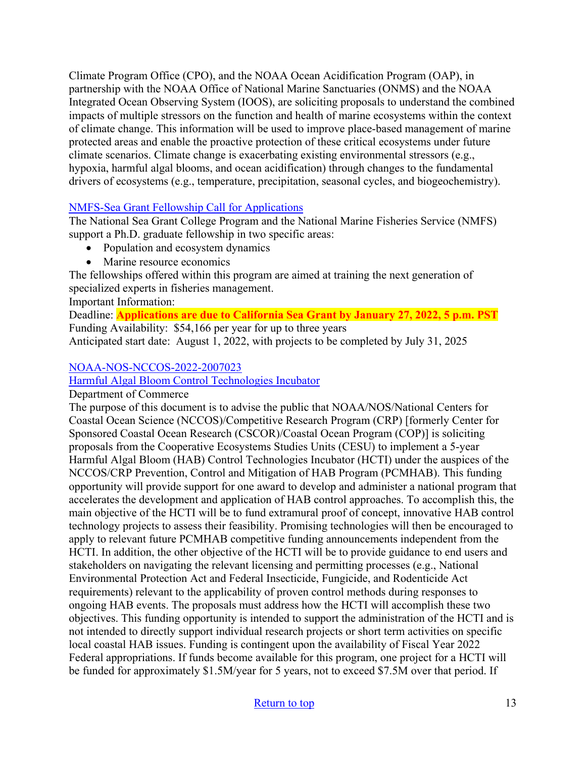Climate Program Office (CPO), and the NOAA Ocean Acidification Program (OAP), in partnership with the NOAA Office of National Marine Sanctuaries (ONMS) and the NOAA Integrated Ocean Observing System (IOOS), are soliciting proposals to understand the combined impacts of multiple stressors on the function and health of marine ecosystems within the context of climate change. This information will be used to improve place-based management of marine protected areas and enable the proactive protection of these critical ecosystems under future climate scenarios. Climate change is exacerbating existing environmental stressors (e.g., hypoxia, harmful algal blooms, and ocean acidification) through changes to the fundamental drivers of ecosystems (e.g., temperature, precipitation, seasonal cycles, and biogeochemistry).

[NMFS-Sea Grant Fellowship Call for Applications]()

The National Sea Grant College Program and the National Marine Fisheries Service (NMFS) support a Ph.D. graduate fellowship in two specific areas:

- Population and ecosystem dynamics
- Marine resource economics

The fellowships offered within this program are aimed at training the next generation of specialized experts in fisheries management.

Important Information:

Deadline: **Applications are due to California Sea Grant by January 27, 2022, 5 p.m. PST**

Funding Availability: $54,166 per year for up to three years

Anticipated start date: August 1, 2022, with projects to be completed by July 31, 2025

[NOAA-NOS-NCCOS-2022-2007023]()

[Harmful Algal Bloom Control Technologies Incubator]()

Department of Commerce

The purpose of this document is to advise the public that NOAA/NOS/National Centers for Coastal Ocean Science (NCCOS)/Competitive Research Program (CRP) [formerly Center for Sponsored Coastal Ocean Research (CSCOR)/Coastal Ocean Program (COP)] is soliciting proposals from the Cooperative Ecosystems Studies Units (CESU) to implement a 5-year Harmful Algal Bloom (HAB) Control Technologies Incubator (HCTI) under the auspices of the NCCOS/CRP Prevention, Control and Mitigation of HAB Program (PCMHAB). This funding opportunity will provide support for one award to develop and administer a national program that accelerates the development and application of HAB control approaches. To accomplish this, the main objective of the HCTI will be to fund extramural proof of concept, innovative HAB control technology projects to assess their feasibility. Promising technologies will then be encouraged to apply to relevant future PCMHAB competitive funding announcements independent from the HCTI. In addition, the other objective of the HCTI will be to provide guidance to end users and stakeholders on navigating the relevant licensing and permitting processes (e.g., National Environmental Protection Act and Federal Insecticide, Fungicide, and Rodenticide Act requirements) relevant to the applicability of proven control methods during responses to ongoing HAB events. The proposals must address how the HCTI will accomplish these two objectives. This funding opportunity is intended to support the administration of the HCTI and is not intended to directly support individual research projects or short term activities on specific local coastal HAB issues. Funding is contingent upon the availability of Fiscal Year 2022 Federal appropriations. If funds become available for this program, one project for a HCTI will be funded for approximately $1.5M/year for 5 years, not to exceed $7.5M over that period. If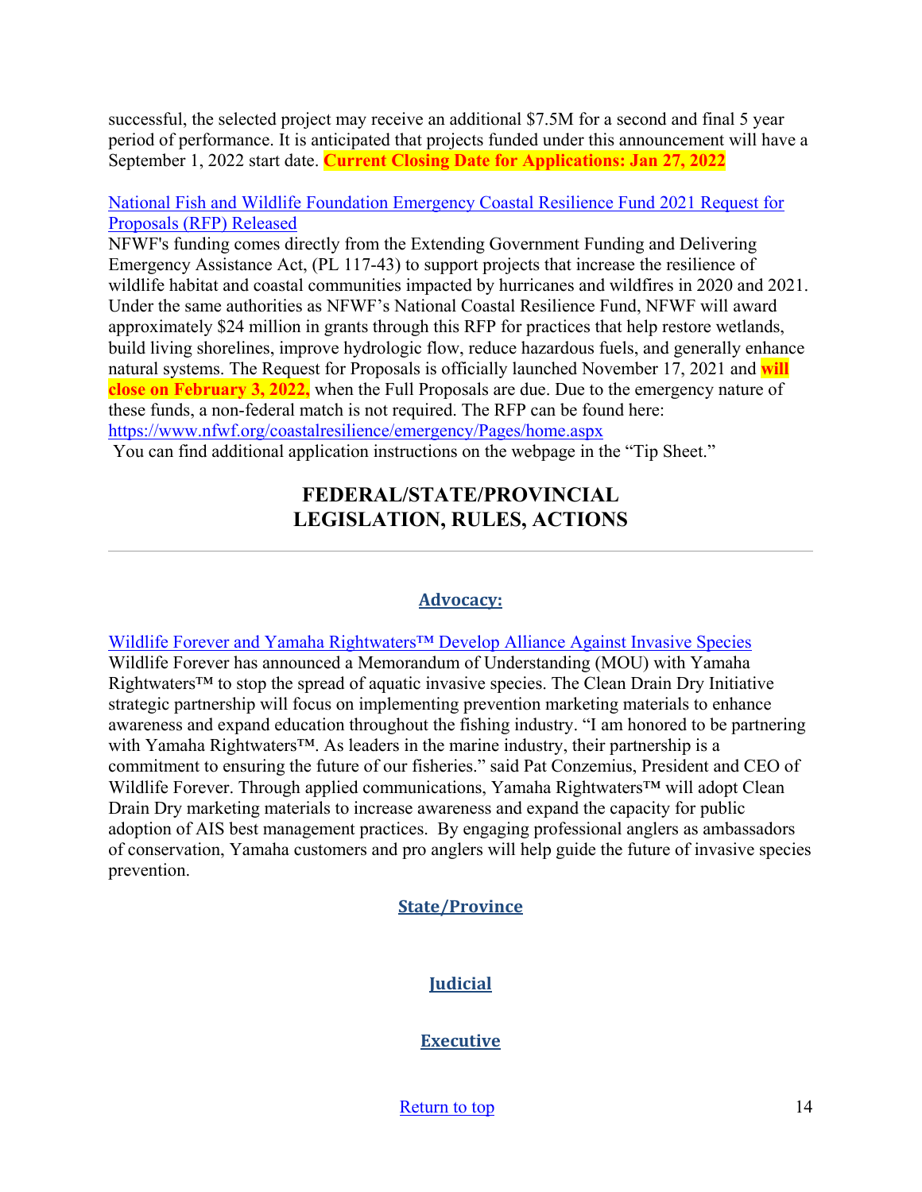successful, the selected project may receive an additional $7.5M for a second and final 5 year period of performance. It is anticipated that projects funded under this announcement will have a September 1, 2022 start date. **Current Closing Date for Applications: Jan 27, 2022**

[National Fish and Wildlife Foundation Emergency Coastal Resilience Fund 2021 Request for Proposals (RFP) Released]
NFWF's funding comes directly from the Extending Government Funding and Delivering Emergency Assistance Act, (PL 117-43) to support projects that increase the resilience of wildlife habitat and coastal communities impacted by hurricanes and wildfires in 2020 and 2021. Under the same authorities as NFWF's National Coastal Resilience Fund, NFWF will award approximately $24 million in grants through this RFP for practices that help restore wetlands, build living shorelines, improve hydrologic flow, reduce hazardous fuels, and generally enhance natural systems. The Request for Proposals is officially launched November 17, 2021 and **will close on February 3, 2022,** when the Full Proposals are due. Due to the emergency nature of these funds, a non-federal match is not required. The RFP can be found here: https://www.nfwf.org/coastalresilience/emergency/Pages/home.aspx
You can find additional application instructions on the webpage in the "Tip Sheet."

## FEDERAL/STATE/PROVINCIAL LEGISLATION, RULES, ACTIONS

---

### Advocacy:

Wildlife Forever and Yamaha Rightwaters™ Develop Alliance Against Invasive Species
Wildlife Forever has announced a Memorandum of Understanding (MOU) with Yamaha Rightwaters™ to stop the spread of aquatic invasive species. The Clean Drain Dry Initiative strategic partnership will focus on implementing prevention marketing materials to enhance awareness and expand education throughout the fishing industry. "I am honored to be partnering with Yamaha Rightwaters™. As leaders in the marine industry, their partnership is a commitment to ensuring the future of our fisheries." said Pat Conzemius, President and CEO of Wildlife Forever. Through applied communications, Yamaha Rightwaters™ will adopt Clean Drain Dry marketing materials to increase awareness and expand the capacity for public adoption of AIS best management practices. By engaging professional anglers as ambassadors of conservation, Yamaha customers and pro anglers will help guide the future of invasive species prevention.

### State/Province

### Judicial

### Executive

Return to top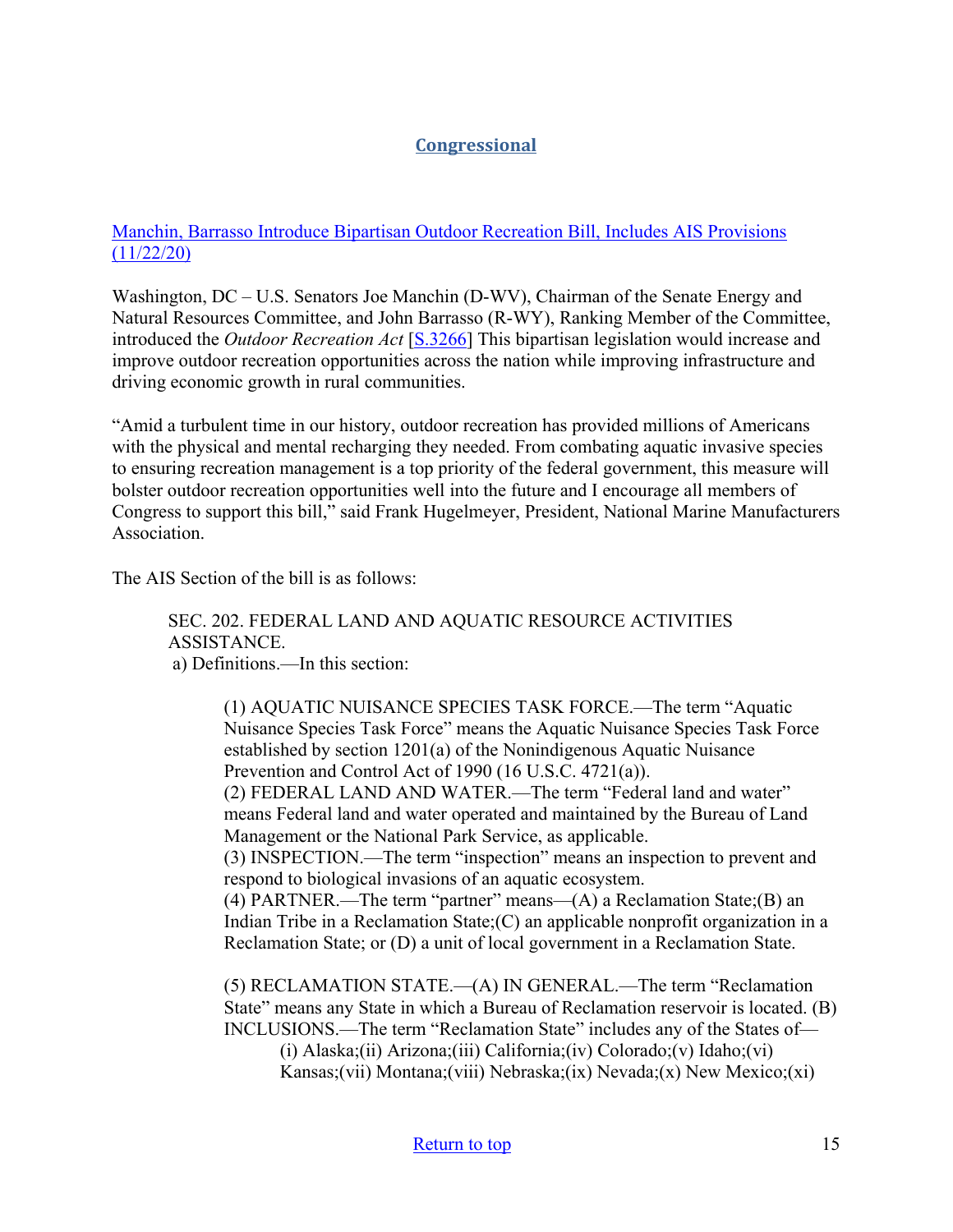## Congressional

Manchin, Barrasso Introduce Bipartisan Outdoor Recreation Bill, Includes AIS Provisions (11/22/20)

Washington, DC – U.S. Senators Joe Manchin (D-WV), Chairman of the Senate Energy and Natural Resources Committee, and John Barrasso (R-WY), Ranking Member of the Committee, introduced the *Outdoor Recreation Act* [S.3266] This bipartisan legislation would increase and improve outdoor recreation opportunities across the nation while improving infrastructure and driving economic growth in rural communities.

"Amid a turbulent time in our history, outdoor recreation has provided millions of Americans with the physical and mental recharging they needed. From combating aquatic invasive species to ensuring recreation management is a top priority of the federal government, this measure will bolster outdoor recreation opportunities well into the future and I encourage all members of Congress to support this bill," said Frank Hugelmeyer, President, National Marine Manufacturers Association.

The AIS Section of the bill is as follows:

> SEC. 202. FEDERAL LAND AND AQUATIC RESOURCE ACTIVITIES ASSISTANCE.
> a) Definitions.—In this section:
>
> > (1) AQUATIC NUISANCE SPECIES TASK FORCE.—The term "Aquatic Nuisance Species Task Force" means the Aquatic Nuisance Species Task Force established by section 1201(a) of the Nonindigenous Aquatic Nuisance Prevention and Control Act of 1990 (16 U.S.C. 4721(a)).
> > (2) FEDERAL LAND AND WATER.—The term "Federal land and water" means Federal land and water operated and maintained by the Bureau of Land Management or the National Park Service, as applicable.
> > (3) INSPECTION.—The term "inspection" means an inspection to prevent and respond to biological invasions of an aquatic ecosystem.
> > (4) PARTNER.—The term "partner" means—(A) a Reclamation State;(B) an Indian Tribe in a Reclamation State;(C) an applicable nonprofit organization in a Reclamation State; or (D) a unit of local government in a Reclamation State.
> >
> > (5) RECLAMATION STATE.—(A) IN GENERAL.—The term "Reclamation State" means any State in which a Bureau of Reclamation reservoir is located. (B) INCLUSIONS.—The term "Reclamation State" includes any of the States of—
> >
> > > (i) Alaska;(ii) Arizona;(iii) California;(iv) Colorado;(v) Idaho;(vi) Kansas;(vii) Montana;(viii) Nebraska;(ix) Nevada;(x) New Mexico;(xi)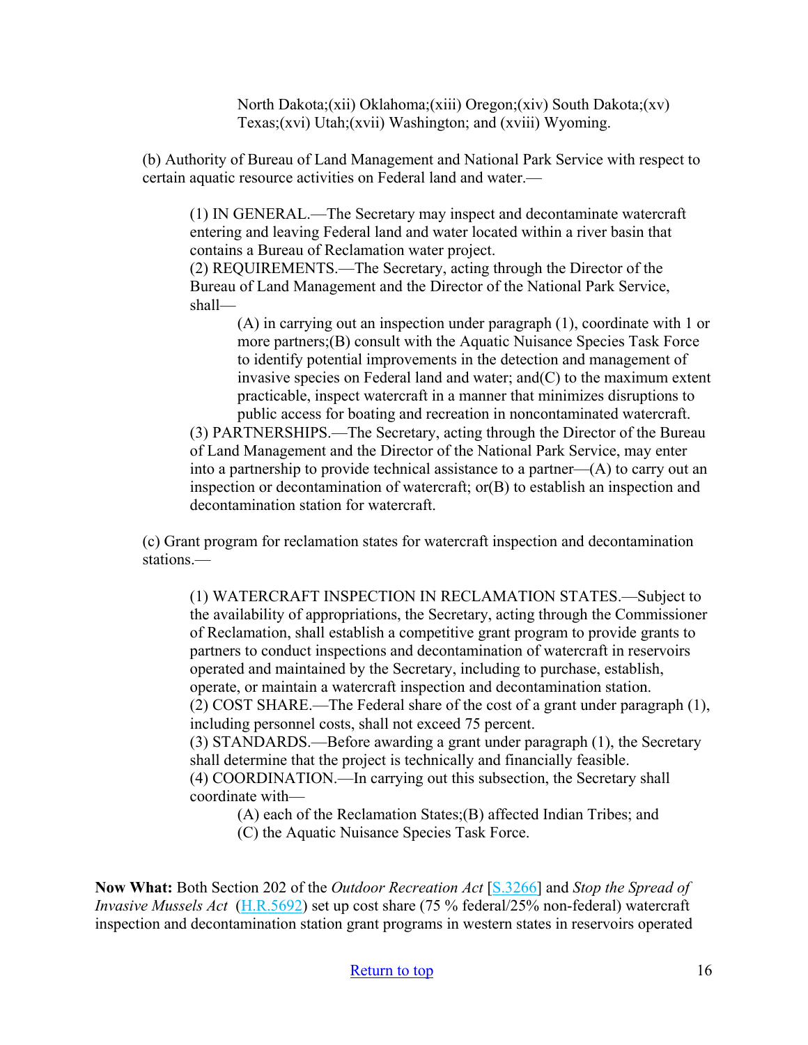North Dakota;(xii) Oklahoma;(xiii) Oregon;(xiv) South Dakota;(xv) Texas;(xvi) Utah;(xvii) Washington; and (xviii) Wyoming.

(b) Authority of Bureau of Land Management and National Park Service with respect to certain aquatic resource activities on Federal land and water.—

(1) IN GENERAL.—The Secretary may inspect and decontaminate watercraft entering and leaving Federal land and water located within a river basin that contains a Bureau of Reclamation water project.
(2) REQUIREMENTS.—The Secretary, acting through the Director of the Bureau of Land Management and the Director of the National Park Service, shall—

(A) in carrying out an inspection under paragraph (1), coordinate with 1 or more partners;(B) consult with the Aquatic Nuisance Species Task Force to identify potential improvements in the detection and management of invasive species on Federal land and water; and(C) to the maximum extent practicable, inspect watercraft in a manner that minimizes disruptions to public access for boating and recreation in noncontaminated watercraft.

(3) PARTNERSHIPS.—The Secretary, acting through the Director of the Bureau of Land Management and the Director of the National Park Service, may enter into a partnership to provide technical assistance to a partner—(A) to carry out an inspection or decontamination of watercraft; or(B) to establish an inspection and decontamination station for watercraft.

(c) Grant program for reclamation states for watercraft inspection and decontamination stations.—

(1) WATERCRAFT INSPECTION IN RECLAMATION STATES.—Subject to the availability of appropriations, the Secretary, acting through the Commissioner of Reclamation, shall establish a competitive grant program to provide grants to partners to conduct inspections and decontamination of watercraft in reservoirs operated and maintained by the Secretary, including to purchase, establish, operate, or maintain a watercraft inspection and decontamination station.
(2) COST SHARE.—The Federal share of the cost of a grant under paragraph (1), including personnel costs, shall not exceed 75 percent.
(3) STANDARDS.—Before awarding a grant under paragraph (1), the Secretary shall determine that the project is technically and financially feasible.
(4) COORDINATION.—In carrying out this subsection, the Secretary shall coordinate with—

(A) each of the Reclamation States;(B) affected Indian Tribes; and
(C) the Aquatic Nuisance Species Task Force.

**Now What:** Both Section 202 of the *Outdoor Recreation Act* [S.3266] and *Stop the Spread of Invasive Mussels Act* (H.R.5692) set up cost share (75 % federal/25% non-federal) watercraft inspection and decontamination station grant programs in western states in reservoirs operated

Return to top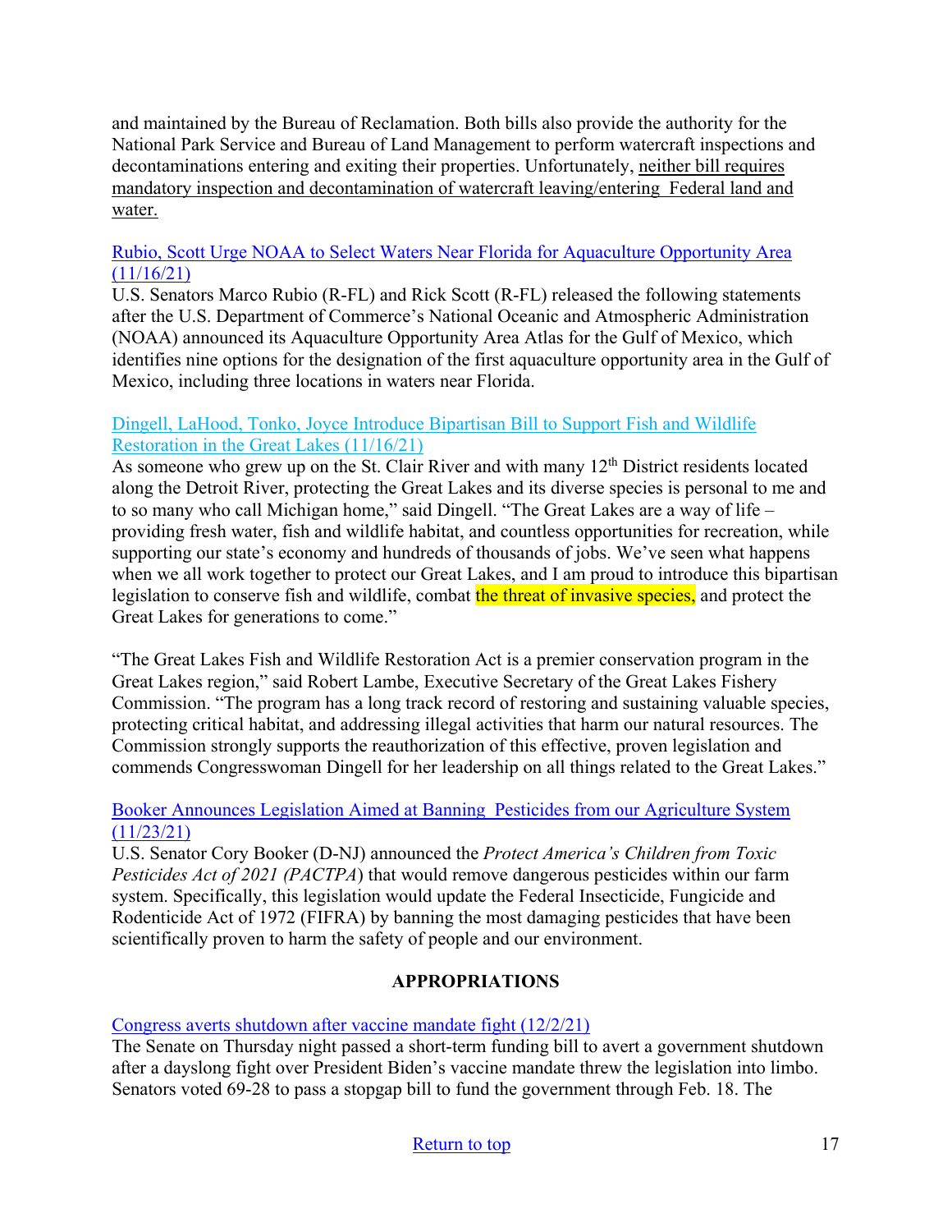and maintained by the Bureau of Reclamation. Both bills also provide the authority for the National Park Service and Bureau of Land Management to perform watercraft inspections and decontaminations entering and exiting their properties. Unfortunately, neither bill requires mandatory inspection and decontamination of watercraft leaving/entering Federal land and water.

Rubio, Scott Urge NOAA to Select Waters Near Florida for Aquaculture Opportunity Area (11/16/21)
U.S. Senators Marco Rubio (R-FL) and Rick Scott (R-FL) released the following statements after the U.S. Department of Commerce's National Oceanic and Atmospheric Administration (NOAA) announced its Aquaculture Opportunity Area Atlas for the Gulf of Mexico, which identifies nine options for the designation of the first aquaculture opportunity area in the Gulf of Mexico, including three locations in waters near Florida.

Dingell, LaHood, Tonko, Joyce Introduce Bipartisan Bill to Support Fish and Wildlife Restoration in the Great Lakes (11/16/21)
As someone who grew up on the St. Clair River and with many 12th District residents located along the Detroit River, protecting the Great Lakes and its diverse species is personal to me and to so many who call Michigan home," said Dingell. "The Great Lakes are a way of life – providing fresh water, fish and wildlife habitat, and countless opportunities for recreation, while supporting our state's economy and hundreds of thousands of jobs. We've seen what happens when we all work together to protect our Great Lakes, and I am proud to introduce this bipartisan legislation to conserve fish and wildlife, combat the threat of invasive species, and protect the Great Lakes for generations to come."

"The Great Lakes Fish and Wildlife Restoration Act is a premier conservation program in the Great Lakes region," said Robert Lambe, Executive Secretary of the Great Lakes Fishery Commission. "The program has a long track record of restoring and sustaining valuable species, protecting critical habitat, and addressing illegal activities that harm our natural resources. The Commission strongly supports the reauthorization of this effective, proven legislation and commends Congresswoman Dingell for her leadership on all things related to the Great Lakes."

Booker Announces Legislation Aimed at Banning Pesticides from our Agriculture System (11/23/21)
U.S. Senator Cory Booker (D-NJ) announced the *Protect America's Children from Toxic Pesticides Act of 2021 (PACTPA*) that would remove dangerous pesticides within our farm system. Specifically, this legislation would update the Federal Insecticide, Fungicide and Rodenticide Act of 1972 (FIFRA) by banning the most damaging pesticides that have been scientifically proven to harm the safety of people and our environment.

## APPROPRIATIONS

Congress averts shutdown after vaccine mandate fight (12/2/21)
The Senate on Thursday night passed a short-term funding bill to avert a government shutdown after a dayslong fight over President Biden's vaccine mandate threw the legislation into limbo. Senators voted 69-28 to pass a stopgap bill to fund the government through Feb. 18. The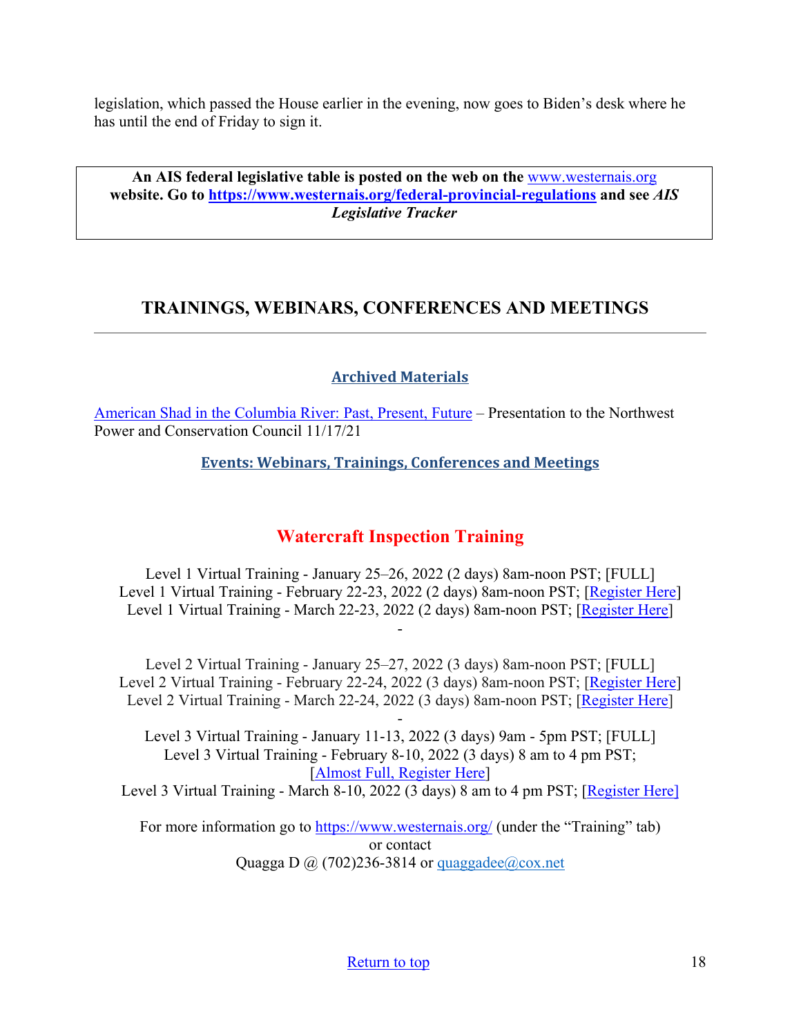legislation, which passed the House earlier in the evening, now goes to Biden's desk where he has until the end of Friday to sign it.

**An AIS federal legislative table is posted on the web on the [www.westernais.org](www.westernais.org) website. Go to [https://www.westernais.org/federal-provincial-regulations](https://www.westernais.org/federal-provincial-regulations) and see *AIS Legislative Tracker***

## TRAININGS, WEBINARS, CONFERENCES AND MEETINGS

---

### Archived Materials

American Shad in the Columbia River: Past, Present, Future – Presentation to the Northwest Power and Conservation Council 11/17/21

### Events: Webinars, Trainings, Conferences and Meetings

## Watercraft Inspection Training

Level 1 Virtual Training - January 25–26, 2022 (2 days) 8am-noon PST; [FULL]
Level 1 Virtual Training - February 22-23, 2022 (2 days) 8am-noon PST; [Register Here]
Level 1 Virtual Training - March 22-23, 2022 (2 days) 8am-noon PST; [Register Here]

-

Level 2 Virtual Training - January 25–27, 2022 (3 days) 8am-noon PST; [FULL]
Level 2 Virtual Training - February 22-24, 2022 (3 days) 8am-noon PST; [Register Here]
Level 2 Virtual Training - March 22-24, 2022 (3 days) 8am-noon PST; [Register Here]

-

Level 3 Virtual Training - January 11-13, 2022 (3 days) 9am - 5pm PST; [FULL]
Level 3 Virtual Training - February 8-10, 2022 (3 days) 8 am to 4 pm PST; [Almost Full, Register Here]
Level 3 Virtual Training - March 8-10, 2022 (3 days) 8 am to 4 pm PST; [Register Here]

For more information go to [https://www.westernais.org/](https://www.westernais.org/) (under the "Training" tab)
or contact
Quagga D @ (702)236-3814 or quaggadee@cox.net

Return to top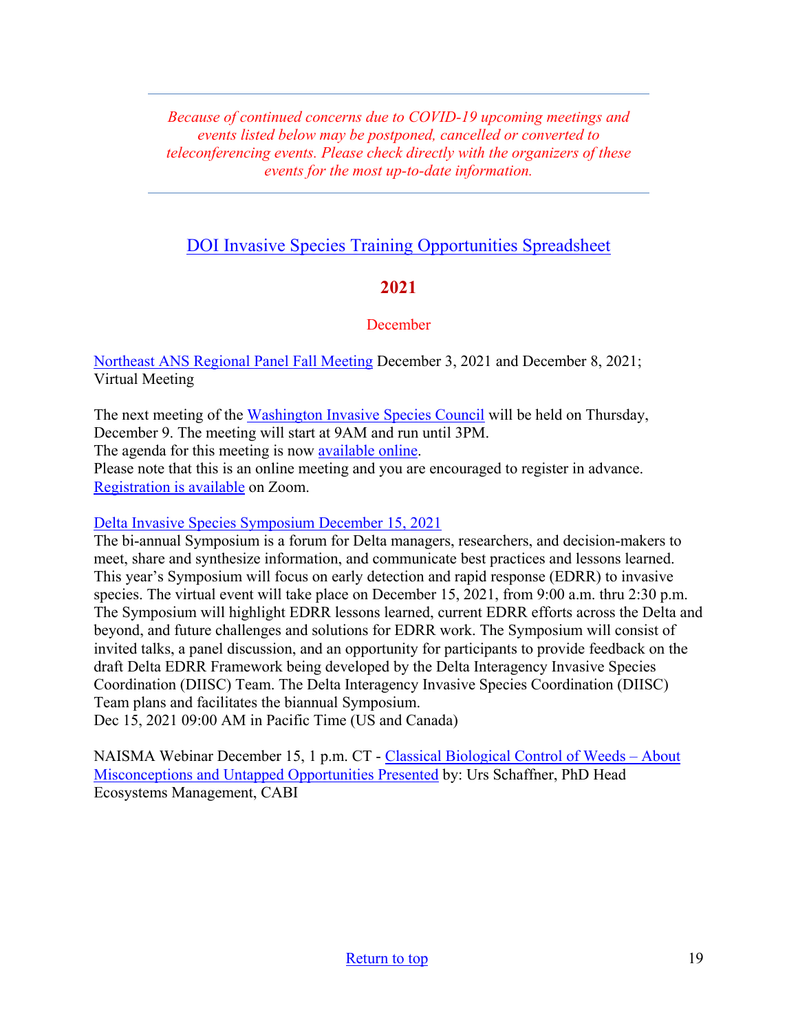---

*Because of continued concerns due to COVID-19 upcoming meetings and events listed below may be postponed, cancelled or converted to teleconferencing events. Please check directly with the organizers of these events for the most up-to-date information.*

---

## DOI Invasive Species Training Opportunities Spreadsheet

## 2021

### December

Northeast ANS Regional Panel Fall Meeting December 3, 2021 and December 8, 2021; Virtual Meeting

The next meeting of the Washington Invasive Species Council will be held on Thursday, December 9. The meeting will start at 9AM and run until 3PM.
The agenda for this meeting is now available online.
Please note that this is an online meeting and you are encouraged to register in advance.
Registration is available on Zoom.

Delta Invasive Species Symposium December 15, 2021
The bi-annual Symposium is a forum for Delta managers, researchers, and decision-makers to meet, share and synthesize information, and communicate best practices and lessons learned. This year's Symposium will focus on early detection and rapid response (EDRR) to invasive species. The virtual event will take place on December 15, 2021, from 9:00 a.m. thru 2:30 p.m. The Symposium will highlight EDRR lessons learned, current EDRR efforts across the Delta and beyond, and future challenges and solutions for EDRR work. The Symposium will consist of invited talks, a panel discussion, and an opportunity for participants to provide feedback on the draft Delta EDRR Framework being developed by the Delta Interagency Invasive Species Coordination (DIISC) Team. The Delta Interagency Invasive Species Coordination (DIISC) Team plans and facilitates the biannual Symposium.
Dec 15, 2021 09:00 AM in Pacific Time (US and Canada)

NAISMA Webinar December 15, 1 p.m. CT - Classical Biological Control of Weeds – About Misconceptions and Untapped Opportunities Presented by: Urs Schaffner, PhD Head Ecosystems Management, CABI

Return to top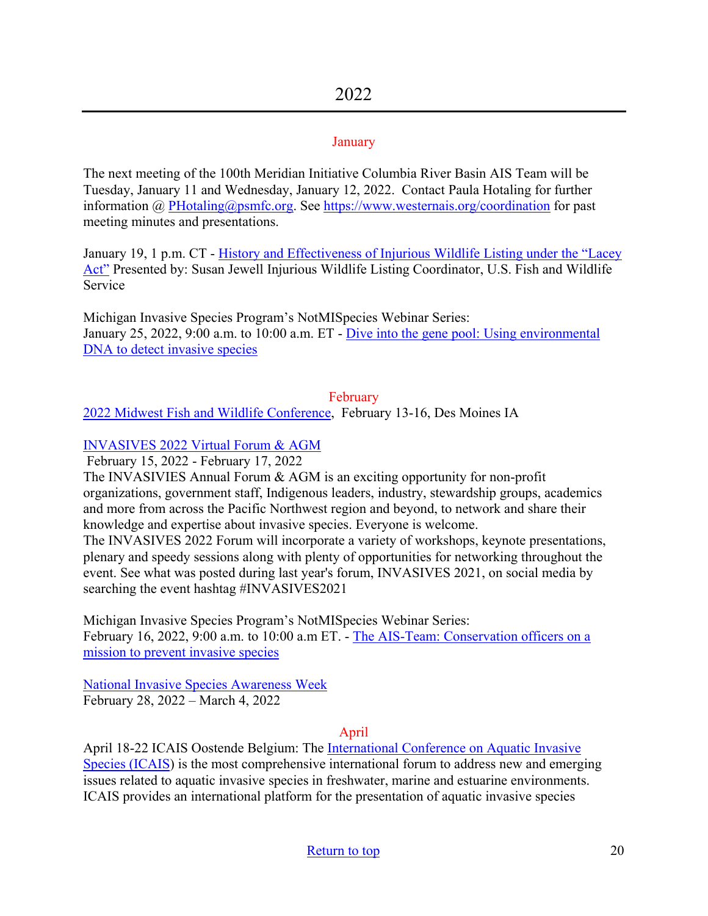# 2022

## January

The next meeting of the 100th Meridian Initiative Columbia River Basin AIS Team will be Tuesday, January 11 and Wednesday, January 12, 2022. Contact Paula Hotaling for further information @ PHotaling@psmfc.org. See https://www.westernais.org/coordination for past meeting minutes and presentations.

January 19, 1 p.m. CT - History and Effectiveness of Injurious Wildlife Listing under the "Lacey Act" Presented by: Susan Jewell Injurious Wildlife Listing Coordinator, U.S. Fish and Wildlife Service

Michigan Invasive Species Program's NotMISpecies Webinar Series:
January 25, 2022, 9:00 a.m. to 10:00 a.m. ET - Dive into the gene pool: Using environmental DNA to detect invasive species

## February

2022 Midwest Fish and Wildlife Conference, February 13-16, Des Moines IA

INVASIVES 2022 Virtual Forum & AGM
February 15, 2022 - February 17, 2022
The INVASIVIES Annual Forum & AGM is an exciting opportunity for non-profit organizations, government staff, Indigenous leaders, industry, stewardship groups, academics and more from across the Pacific Northwest region and beyond, to network and share their knowledge and expertise about invasive species. Everyone is welcome.
The INVASIVES 2022 Forum will incorporate a variety of workshops, keynote presentations, plenary and speedy sessions along with plenty of opportunities for networking throughout the event. See what was posted during last year's forum, INVASIVES 2021, on social media by searching the event hashtag #INVASIVES2021

Michigan Invasive Species Program's NotMISpecies Webinar Series:
February 16, 2022, 9:00 a.m. to 10:00 a.m ET. - The AIS-Team: Conservation officers on a mission to prevent invasive species

National Invasive Species Awareness Week
February 28, 2022 – March 4, 2022

## April

April 18-22 ICAIS Oostende Belgium: The International Conference on Aquatic Invasive Species (ICAIS) is the most comprehensive international forum to address new and emerging issues related to aquatic invasive species in freshwater, marine and estuarine environments. ICAIS provides an international platform for the presentation of aquatic invasive species

Return to top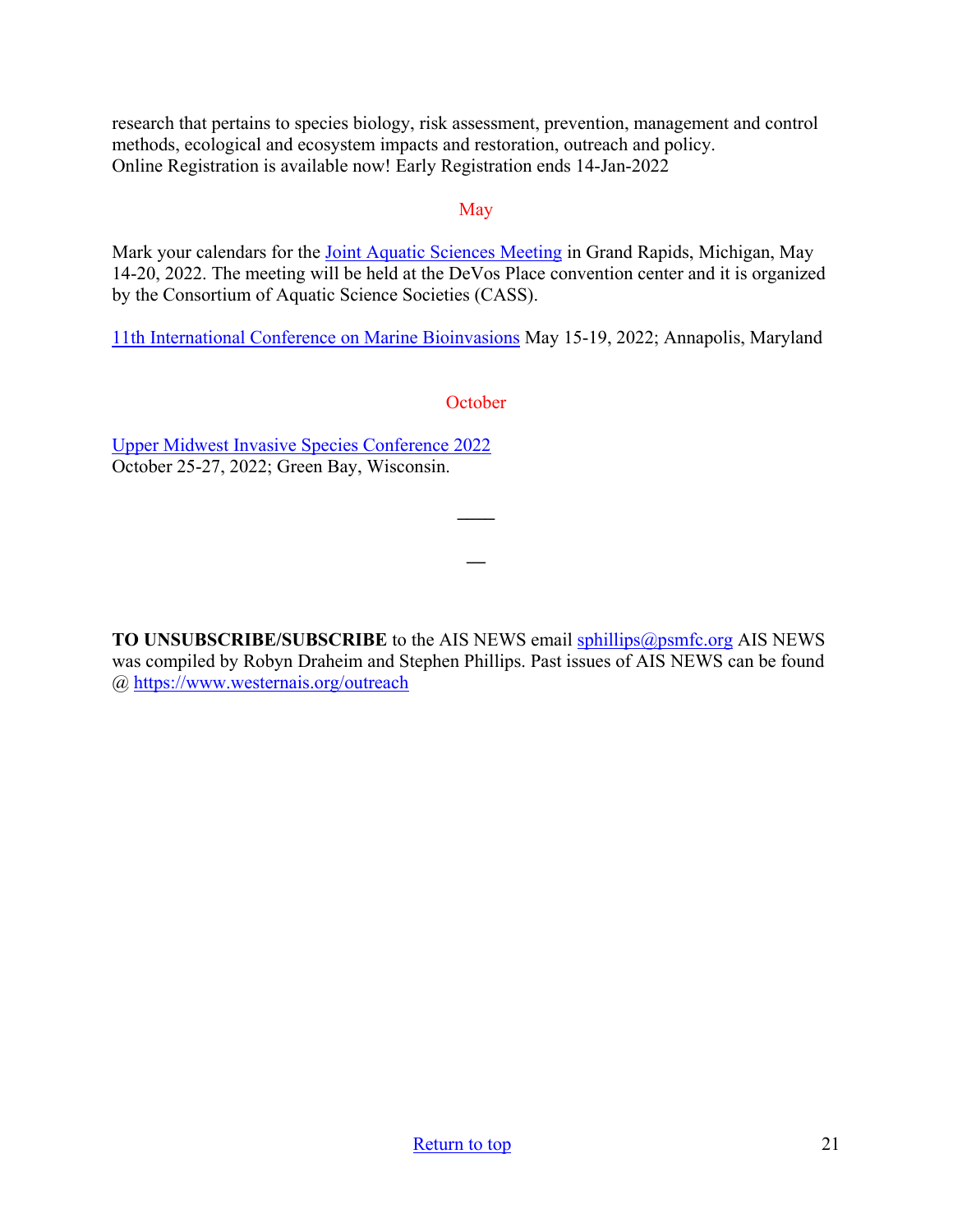research that pertains to species biology, risk assessment, prevention, management and control methods, ecological and ecosystem impacts and restoration, outreach and policy.
Online Registration is available now! Early Registration ends 14-Jan-2022

May

Mark your calendars for the Joint Aquatic Sciences Meeting in Grand Rapids, Michigan, May 14-20, 2022. The meeting will be held at the DeVos Place convention center and it is organized by the Consortium of Aquatic Science Societies (CASS).

11th International Conference on Marine Bioinvasions May 15-19, 2022; Annapolis, Maryland

October

Upper Midwest Invasive Species Conference 2022
October 25-27, 2022; Green Bay, Wisconsin.

—

—

**TO UNSUBSCRIBE/SUBSCRIBE** to the AIS NEWS email sphillips@psmfc.org AIS NEWS was compiled by Robyn Draheim and Stephen Phillips. Past issues of AIS NEWS can be found @ https://www.westernais.org/outreach

Return to top